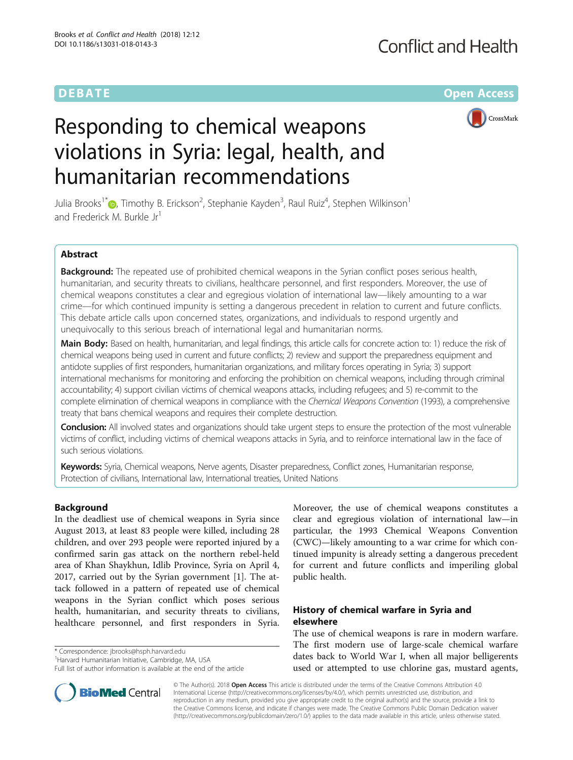DEBATE Open Access

# Responding to chemical weapons violations in Syria: legal, health, and humanitarian recommendations

Julia Brooks[1*], Timothy B. Erickson[2], Stephanie Kayden[3], Raul Ruiz[4], Stephen Wilkinson[1] and Frederick M. Burkle Jr[1]

## Abstract

**Background:** The repeated use of prohibited chemical weapons in the Syrian conflict poses serious health, humanitarian, and security threats to civilians, healthcare personnel, and first responders. Moreover, the use of chemical weapons constitutes a clear and egregious violation of international law—likely amounting to a war crime—for which continued impunity is setting a dangerous precedent in relation to current and future conflicts. This debate article calls upon concerned states, organizations, and individuals to respond urgently and unequivocally to this serious breach of international legal and humanitarian norms.

**Main Body:** Based on health, humanitarian, and legal findings, this article calls for concrete action to: 1) reduce the risk of chemical weapons being used in current and future conflicts; 2) review and support the preparedness equipment and antidote supplies of first responders, humanitarian organizations, and military forces operating in Syria; 3) support international mechanisms for monitoring and enforcing the prohibition on chemical weapons, including through criminal accountability; 4) support civilian victims of chemical weapons attacks, including refugees; and 5) re-commit to the complete elimination of chemical weapons in compliance with the *Chemical Weapons Convention* (1993), a comprehensive treaty that bans chemical weapons and requires their complete destruction.

**Conclusion:** All involved states and organizations should take urgent steps to ensure the protection of the most vulnerable victims of conflict, including victims of chemical weapons attacks in Syria, and to reinforce international law in the face of such serious violations.

**Keywords:** Syria, Chemical weapons, Nerve agents, Disaster preparedness, Conflict zones, Humanitarian response, Protection of civilians, International law, International treaties, United Nations

## Background

In the deadliest use of chemical weapons in Syria since August 2013, at least 83 people were killed, including 28 children, and over 293 people were reported injured by a confirmed sarin gas attack on the northern rebel-held area of Khan Shaykhun, Idlib Province, Syria on April 4, 2017, carried out by the Syrian government [1]. The attack followed in a pattern of repeated use of chemical weapons in the Syrian conflict which poses serious health, humanitarian, and security threats to civilians, healthcare personnel, and first responders in Syria. Moreover, the use of chemical weapons constitutes a clear and egregious violation of international law—in particular, the 1993 Chemical Weapons Convention (CWC)—likely amounting to a war crime—for which continued impunity is already setting a dangerous precedent for current and future conflicts and imperiling global public health.

## History of chemical warfare in Syria and elsewhere

The use of chemical weapons is rare in modern warfare. The first modern use of large-scale chemical warfare dates back to World War I, when all major belligerents used or attempted to use chlorine gas, mustard agents,

\* Correspondence: jbrooks@hsph.harvard.edu
[1]Harvard Humanitarian Initiative, Cambridge, MA, USA
Full list of author information is available at the end of the article

© The Author(s). 2018 **Open Access** This article is distributed under the terms of the Creative Commons Attribution 4.0 International License (http://creativecommons.org/licenses/by/4.0/), which permits unrestricted use, distribution, and reproduction in any medium, provided you give appropriate credit to the original author(s) and the source, provide a link to the Creative Commons license, and indicate if changes were made. The Creative Commons Public Domain Dedication waiver (http://creativecommons.org/publicdomain/zero/1.0/) applies to the data made available in this article, unless otherwise stated.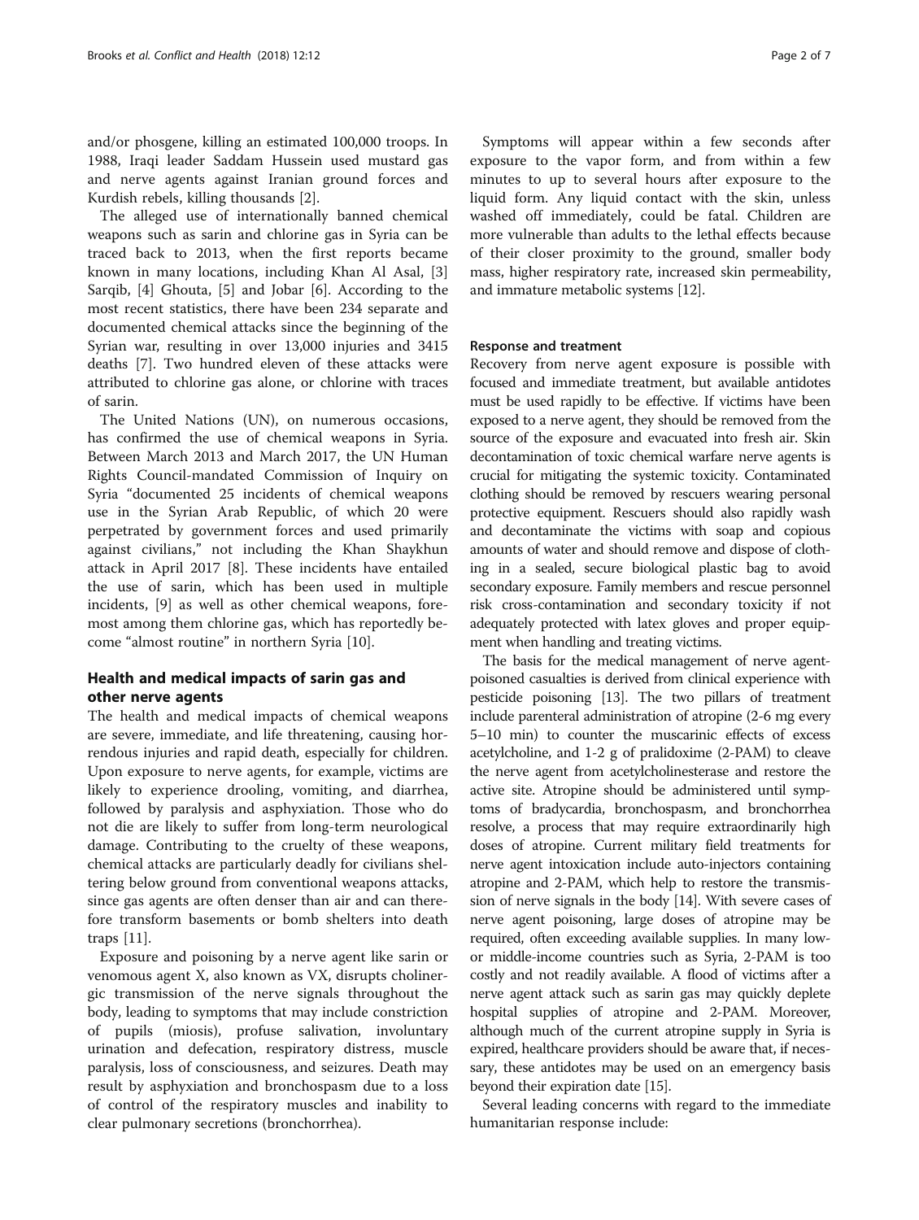and/or phosgene, killing an estimated 100,000 troops. In 1988, Iraqi leader Saddam Hussein used mustard gas and nerve agents against Iranian ground forces and Kurdish rebels, killing thousands [2].

The alleged use of internationally banned chemical weapons such as sarin and chlorine gas in Syria can be traced back to 2013, when the first reports became known in many locations, including Khan Al Asal, [3] Sarqib, [4] Ghouta, [5] and Jobar [6]. According to the most recent statistics, there have been 234 separate and documented chemical attacks since the beginning of the Syrian war, resulting in over 13,000 injuries and 3415 deaths [7]. Two hundred eleven of these attacks were attributed to chlorine gas alone, or chlorine with traces of sarin.

The United Nations (UN), on numerous occasions, has confirmed the use of chemical weapons in Syria. Between March 2013 and March 2017, the UN Human Rights Council-mandated Commission of Inquiry on Syria "documented 25 incidents of chemical weapons use in the Syrian Arab Republic, of which 20 were perpetrated by government forces and used primarily against civilians," not including the Khan Shaykhun attack in April 2017 [8]. These incidents have entailed the use of sarin, which has been used in multiple incidents, [9] as well as other chemical weapons, foremost among them chlorine gas, which has reportedly become "almost routine" in northern Syria [10].

## Health and medical impacts of sarin gas and other nerve agents

The health and medical impacts of chemical weapons are severe, immediate, and life threatening, causing horrendous injuries and rapid death, especially for children. Upon exposure to nerve agents, for example, victims are likely to experience drooling, vomiting, and diarrhea, followed by paralysis and asphyxiation. Those who do not die are likely to suffer from long-term neurological damage. Contributing to the cruelty of these weapons, chemical attacks are particularly deadly for civilians sheltering below ground from conventional weapons attacks, since gas agents are often denser than air and can therefore transform basements or bomb shelters into death traps [11].

Exposure and poisoning by a nerve agent like sarin or venomous agent X, also known as VX, disrupts cholinergic transmission of the nerve signals throughout the body, leading to symptoms that may include constriction of pupils (miosis), profuse salivation, involuntary urination and defecation, respiratory distress, muscle paralysis, loss of consciousness, and seizures. Death may result by asphyxiation and bronchospasm due to a loss of control of the respiratory muscles and inability to clear pulmonary secretions (bronchorrhea).

Symptoms will appear within a few seconds after exposure to the vapor form, and from within a few minutes to up to several hours after exposure to the liquid form. Any liquid contact with the skin, unless washed off immediately, could be fatal. Children are more vulnerable than adults to the lethal effects because of their closer proximity to the ground, smaller body mass, higher respiratory rate, increased skin permeability, and immature metabolic systems [12].

### Response and treatment

Recovery from nerve agent exposure is possible with focused and immediate treatment, but available antidotes must be used rapidly to be effective. If victims have been exposed to a nerve agent, they should be removed from the source of the exposure and evacuated into fresh air. Skin decontamination of toxic chemical warfare nerve agents is crucial for mitigating the systemic toxicity. Contaminated clothing should be removed by rescuers wearing personal protective equipment. Rescuers should also rapidly wash and decontaminate the victims with soap and copious amounts of water and should remove and dispose of clothing in a sealed, secure biological plastic bag to avoid secondary exposure. Family members and rescue personnel risk cross-contamination and secondary toxicity if not adequately protected with latex gloves and proper equipment when handling and treating victims.

The basis for the medical management of nerve agent-poisoned casualties is derived from clinical experience with pesticide poisoning [13]. The two pillars of treatment include parenteral administration of atropine (2-6 mg every 5–10 min) to counter the muscarinic effects of excess acetylcholine, and 1-2 g of pralidoxime (2-PAM) to cleave the nerve agent from acetylcholinesterase and restore the active site. Atropine should be administered until symptoms of bradycardia, bronchospasm, and bronchorrhea resolve, a process that may require extraordinarily high doses of atropine. Current military field treatments for nerve agent intoxication include auto-injectors containing atropine and 2-PAM, which help to restore the transmission of nerve signals in the body [14]. With severe cases of nerve agent poisoning, large doses of atropine may be required, often exceeding available supplies. In many low- or middle-income countries such as Syria, 2-PAM is too costly and not readily available. A flood of victims after a nerve agent attack such as sarin gas may quickly deplete hospital supplies of atropine and 2-PAM. Moreover, although much of the current atropine supply in Syria is expired, healthcare providers should be aware that, if necessary, these antidotes may be used on an emergency basis beyond their expiration date [15].

Several leading concerns with regard to the immediate humanitarian response include: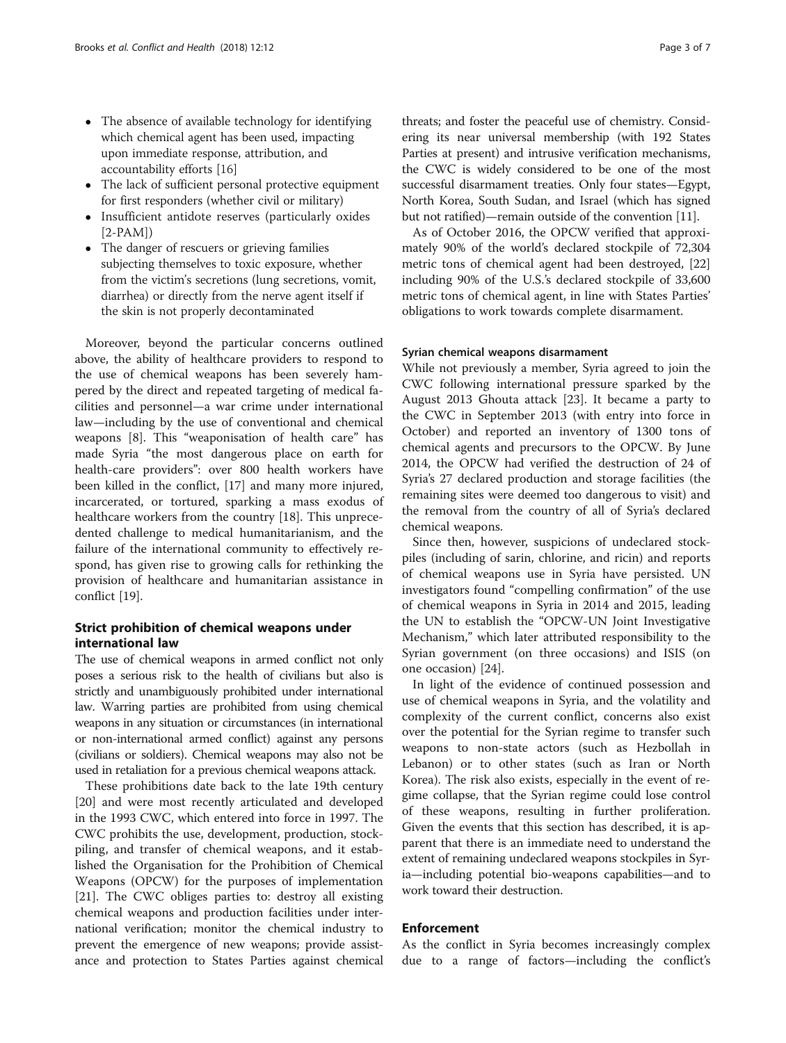- The absence of available technology for identifying which chemical agent has been used, impacting upon immediate response, attribution, and accountability efforts [16]
- The lack of sufficient personal protective equipment for first responders (whether civil or military)
- Insufficient antidote reserves (particularly oxides [2-PAM])
- The danger of rescuers or grieving families subjecting themselves to toxic exposure, whether from the victim's secretions (lung secretions, vomit, diarrhea) or directly from the nerve agent itself if the skin is not properly decontaminated

Moreover, beyond the particular concerns outlined above, the ability of healthcare providers to respond to the use of chemical weapons has been severely hampered by the direct and repeated targeting of medical facilities and personnel—a war crime under international law—including by the use of conventional and chemical weapons [8]. This "weaponisation of health care" has made Syria "the most dangerous place on earth for health-care providers": over 800 health workers have been killed in the conflict, [17] and many more injured, incarcerated, or tortured, sparking a mass exodus of healthcare workers from the country [18]. This unprecedented challenge to medical humanitarianism, and the failure of the international community to effectively respond, has given rise to growing calls for rethinking the provision of healthcare and humanitarian assistance in conflict [19].

## Strict prohibition of chemical weapons under international law

The use of chemical weapons in armed conflict not only poses a serious risk to the health of civilians but also is strictly and unambiguously prohibited under international law. Warring parties are prohibited from using chemical weapons in any situation or circumstances (in international or non-international armed conflict) against any persons (civilians or soldiers). Chemical weapons may also not be used in retaliation for a previous chemical weapons attack.

These prohibitions date back to the late 19th century [20] and were most recently articulated and developed in the 1993 CWC, which entered into force in 1997. The CWC prohibits the use, development, production, stockpiling, and transfer of chemical weapons, and it established the Organisation for the Prohibition of Chemical Weapons (OPCW) for the purposes of implementation [21]. The CWC obliges parties to: destroy all existing chemical weapons and production facilities under international verification; monitor the chemical industry to prevent the emergence of new weapons; provide assistance and protection to States Parties against chemical threats; and foster the peaceful use of chemistry. Considering its near universal membership (with 192 States Parties at present) and intrusive verification mechanisms, the CWC is widely considered to be one of the most successful disarmament treaties. Only four states—Egypt, North Korea, South Sudan, and Israel (which has signed but not ratified)—remain outside of the convention [11].

As of October 2016, the OPCW verified that approximately 90% of the world's declared stockpile of 72,304 metric tons of chemical agent had been destroyed, [22] including 90% of the U.S.'s declared stockpile of 33,600 metric tons of chemical agent, in line with States Parties' obligations to work towards complete disarmament.

### Syrian chemical weapons disarmament

While not previously a member, Syria agreed to join the CWC following international pressure sparked by the August 2013 Ghouta attack [23]. It became a party to the CWC in September 2013 (with entry into force in October) and reported an inventory of 1300 tons of chemical agents and precursors to the OPCW. By June 2014, the OPCW had verified the destruction of 24 of Syria's 27 declared production and storage facilities (the remaining sites were deemed too dangerous to visit) and the removal from the country of all of Syria's declared chemical weapons.

Since then, however, suspicions of undeclared stockpiles (including of sarin, chlorine, and ricin) and reports of chemical weapons use in Syria have persisted. UN investigators found "compelling confirmation" of the use of chemical weapons in Syria in 2014 and 2015, leading the UN to establish the "OPCW-UN Joint Investigative Mechanism," which later attributed responsibility to the Syrian government (on three occasions) and ISIS (on one occasion) [24].

In light of the evidence of continued possession and use of chemical weapons in Syria, and the volatility and complexity of the current conflict, concerns also exist over the potential for the Syrian regime to transfer such weapons to non-state actors (such as Hezbollah in Lebanon) or to other states (such as Iran or North Korea). The risk also exists, especially in the event of regime collapse, that the Syrian regime could lose control of these weapons, resulting in further proliferation. Given the events that this section has described, it is apparent that there is an immediate need to understand the extent of remaining undeclared weapons stockpiles in Syria—including potential bio-weapons capabilities—and to work toward their destruction.

## Enforcement

As the conflict in Syria becomes increasingly complex due to a range of factors—including the conflict's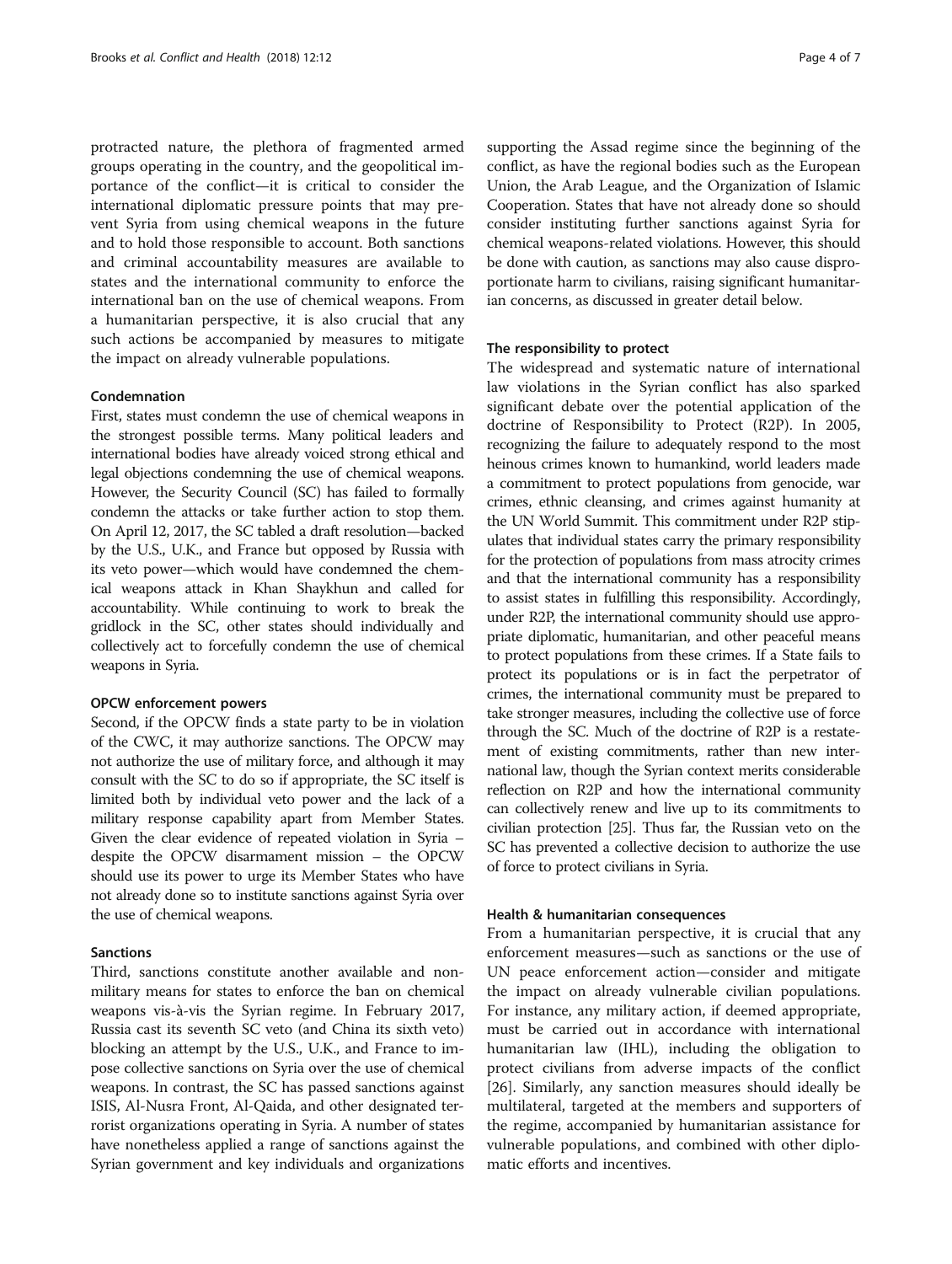protracted nature, the plethora of fragmented armed groups operating in the country, and the geopolitical importance of the conflict—it is critical to consider the international diplomatic pressure points that may prevent Syria from using chemical weapons in the future and to hold those responsible to account. Both sanctions and criminal accountability measures are available to states and the international community to enforce the international ban on the use of chemical weapons. From a humanitarian perspective, it is also crucial that any such actions be accompanied by measures to mitigate the impact on already vulnerable populations.

#### Condemnation

First, states must condemn the use of chemical weapons in the strongest possible terms. Many political leaders and international bodies have already voiced strong ethical and legal objections condemning the use of chemical weapons. However, the Security Council (SC) has failed to formally condemn the attacks or take further action to stop them. On April 12, 2017, the SC tabled a draft resolution—backed by the U.S., U.K., and France but opposed by Russia with its veto power—which would have condemned the chemical weapons attack in Khan Shaykhun and called for accountability. While continuing to work to break the gridlock in the SC, other states should individually and collectively act to forcefully condemn the use of chemical weapons in Syria.

#### OPCW enforcement powers

Second, if the OPCW finds a state party to be in violation of the CWC, it may authorize sanctions. The OPCW may not authorize the use of military force, and although it may consult with the SC to do so if appropriate, the SC itself is limited both by individual veto power and the lack of a military response capability apart from Member States. Given the clear evidence of repeated violation in Syria – despite the OPCW disarmament mission – the OPCW should use its power to urge its Member States who have not already done so to institute sanctions against Syria over the use of chemical weapons.

#### Sanctions

Third, sanctions constitute another available and non-military means for states to enforce the ban on chemical weapons vis-à-vis the Syrian regime. In February 2017, Russia cast its seventh SC veto (and China its sixth veto) blocking an attempt by the U.S., U.K., and France to impose collective sanctions on Syria over the use of chemical weapons. In contrast, the SC has passed sanctions against ISIS, Al-Nusra Front, Al-Qaida, and other designated terrorist organizations operating in Syria. A number of states have nonetheless applied a range of sanctions against the Syrian government and key individuals and organizations supporting the Assad regime since the beginning of the conflict, as have the regional bodies such as the European Union, the Arab League, and the Organization of Islamic Cooperation. States that have not already done so should consider instituting further sanctions against Syria for chemical weapons-related violations. However, this should be done with caution, as sanctions may also cause disproportionate harm to civilians, raising significant humanitarian concerns, as discussed in greater detail below.

#### The responsibility to protect

The widespread and systematic nature of international law violations in the Syrian conflict has also sparked significant debate over the potential application of the doctrine of Responsibility to Protect (R2P). In 2005, recognizing the failure to adequately respond to the most heinous crimes known to humankind, world leaders made a commitment to protect populations from genocide, war crimes, ethnic cleansing, and crimes against humanity at the UN World Summit. This commitment under R2P stipulates that individual states carry the primary responsibility for the protection of populations from mass atrocity crimes and that the international community has a responsibility to assist states in fulfilling this responsibility. Accordingly, under R2P, the international community should use appropriate diplomatic, humanitarian, and other peaceful means to protect populations from these crimes. If a State fails to protect its populations or is in fact the perpetrator of crimes, the international community must be prepared to take stronger measures, including the collective use of force through the SC. Much of the doctrine of R2P is a restatement of existing commitments, rather than new international law, though the Syrian context merits considerable reflection on R2P and how the international community can collectively renew and live up to its commitments to civilian protection [25]. Thus far, the Russian veto on the SC has prevented a collective decision to authorize the use of force to protect civilians in Syria.

#### Health & humanitarian consequences

From a humanitarian perspective, it is crucial that any enforcement measures—such as sanctions or the use of UN peace enforcement action—consider and mitigate the impact on already vulnerable civilian populations. For instance, any military action, if deemed appropriate, must be carried out in accordance with international humanitarian law (IHL), including the obligation to protect civilians from adverse impacts of the conflict [26]. Similarly, any sanction measures should ideally be multilateral, targeted at the members and supporters of the regime, accompanied by humanitarian assistance for vulnerable populations, and combined with other diplomatic efforts and incentives.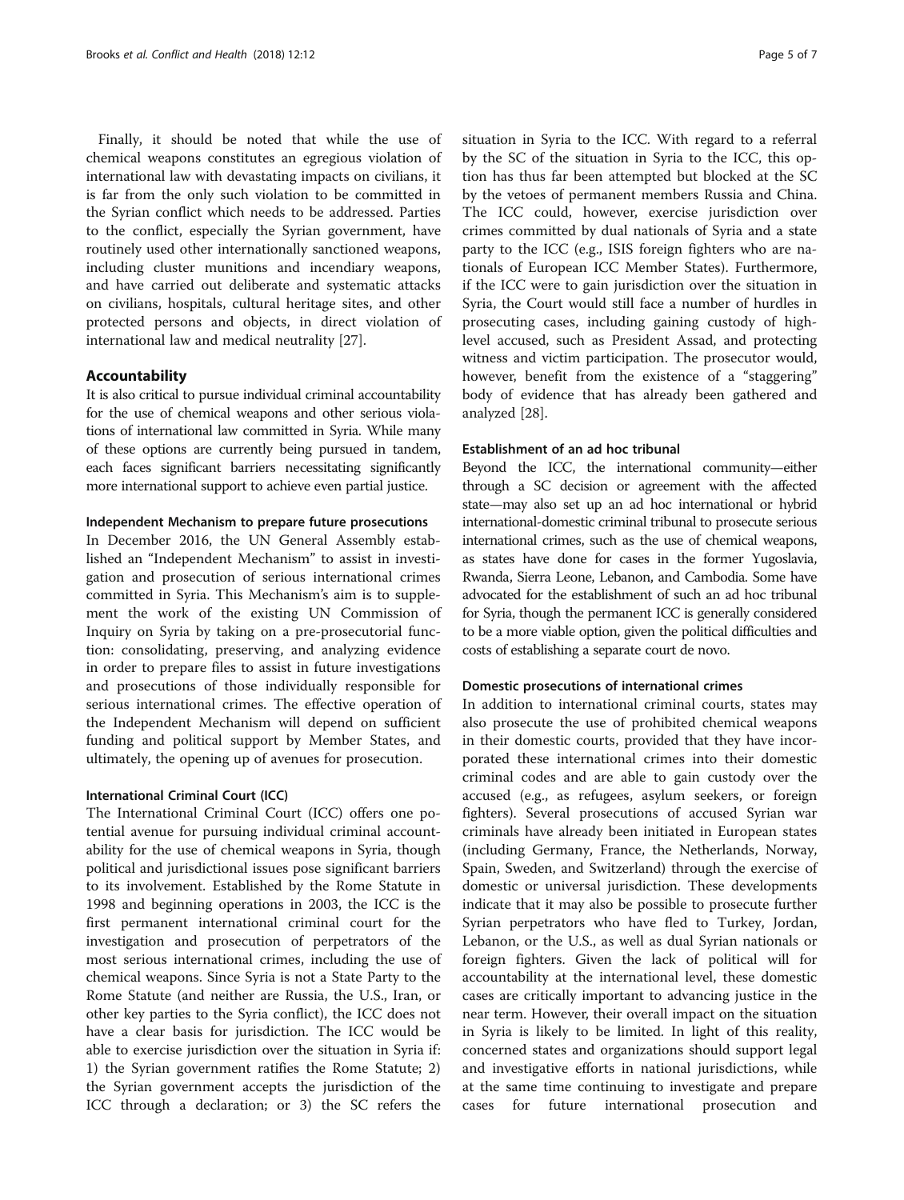Finally, it should be noted that while the use of chemical weapons constitutes an egregious violation of international law with devastating impacts on civilians, it is far from the only such violation to be committed in the Syrian conflict which needs to be addressed. Parties to the conflict, especially the Syrian government, have routinely used other internationally sanctioned weapons, including cluster munitions and incendiary weapons, and have carried out deliberate and systematic attacks on civilians, hospitals, cultural heritage sites, and other protected persons and objects, in direct violation of international law and medical neutrality [27].

## Accountability

It is also critical to pursue individual criminal accountability for the use of chemical weapons and other serious violations of international law committed in Syria. While many of these options are currently being pursued in tandem, each faces significant barriers necessitating significantly more international support to achieve even partial justice.

### Independent Mechanism to prepare future prosecutions

In December 2016, the UN General Assembly established an "Independent Mechanism" to assist in investigation and prosecution of serious international crimes committed in Syria. This Mechanism's aim is to supplement the work of the existing UN Commission of Inquiry on Syria by taking on a pre-prosecutorial function: consolidating, preserving, and analyzing evidence in order to prepare files to assist in future investigations and prosecutions of those individually responsible for serious international crimes. The effective operation of the Independent Mechanism will depend on sufficient funding and political support by Member States, and ultimately, the opening up of avenues for prosecution.

### International Criminal Court (ICC)

The International Criminal Court (ICC) offers one potential avenue for pursuing individual criminal accountability for the use of chemical weapons in Syria, though political and jurisdictional issues pose significant barriers to its involvement. Established by the Rome Statute in 1998 and beginning operations in 2003, the ICC is the first permanent international criminal court for the investigation and prosecution of perpetrators of the most serious international crimes, including the use of chemical weapons. Since Syria is not a State Party to the Rome Statute (and neither are Russia, the U.S., Iran, or other key parties to the Syria conflict), the ICC does not have a clear basis for jurisdiction. The ICC would be able to exercise jurisdiction over the situation in Syria if: 1) the Syrian government ratifies the Rome Statute; 2) the Syrian government accepts the jurisdiction of the ICC through a declaration; or 3) the SC refers the situation in Syria to the ICC. With regard to a referral by the SC of the situation in Syria to the ICC, this option has thus far been attempted but blocked at the SC by the vetoes of permanent members Russia and China. The ICC could, however, exercise jurisdiction over crimes committed by dual nationals of Syria and a state party to the ICC (e.g., ISIS foreign fighters who are nationals of European ICC Member States). Furthermore, if the ICC were to gain jurisdiction over the situation in Syria, the Court would still face a number of hurdles in prosecuting cases, including gaining custody of high-level accused, such as President Assad, and protecting witness and victim participation. The prosecutor would, however, benefit from the existence of a "staggering" body of evidence that has already been gathered and analyzed [28].

### Establishment of an ad hoc tribunal

Beyond the ICC, the international community—either through a SC decision or agreement with the affected state—may also set up an ad hoc international or hybrid international-domestic criminal tribunal to prosecute serious international crimes, such as the use of chemical weapons, as states have done for cases in the former Yugoslavia, Rwanda, Sierra Leone, Lebanon, and Cambodia. Some have advocated for the establishment of such an ad hoc tribunal for Syria, though the permanent ICC is generally considered to be a more viable option, given the political difficulties and costs of establishing a separate court de novo.

### Domestic prosecutions of international crimes

In addition to international criminal courts, states may also prosecute the use of prohibited chemical weapons in their domestic courts, provided that they have incorporated these international crimes into their domestic criminal codes and are able to gain custody over the accused (e.g., as refugees, asylum seekers, or foreign fighters). Several prosecutions of accused Syrian war criminals have already been initiated in European states (including Germany, France, the Netherlands, Norway, Spain, Sweden, and Switzerland) through the exercise of domestic or universal jurisdiction. These developments indicate that it may also be possible to prosecute further Syrian perpetrators who have fled to Turkey, Jordan, Lebanon, or the U.S., as well as dual Syrian nationals or foreign fighters. Given the lack of political will for accountability at the international level, these domestic cases are critically important to advancing justice in the near term. However, their overall impact on the situation in Syria is likely to be limited. In light of this reality, concerned states and organizations should support legal and investigative efforts in national jurisdictions, while at the same time continuing to investigate and prepare cases for future international prosecution and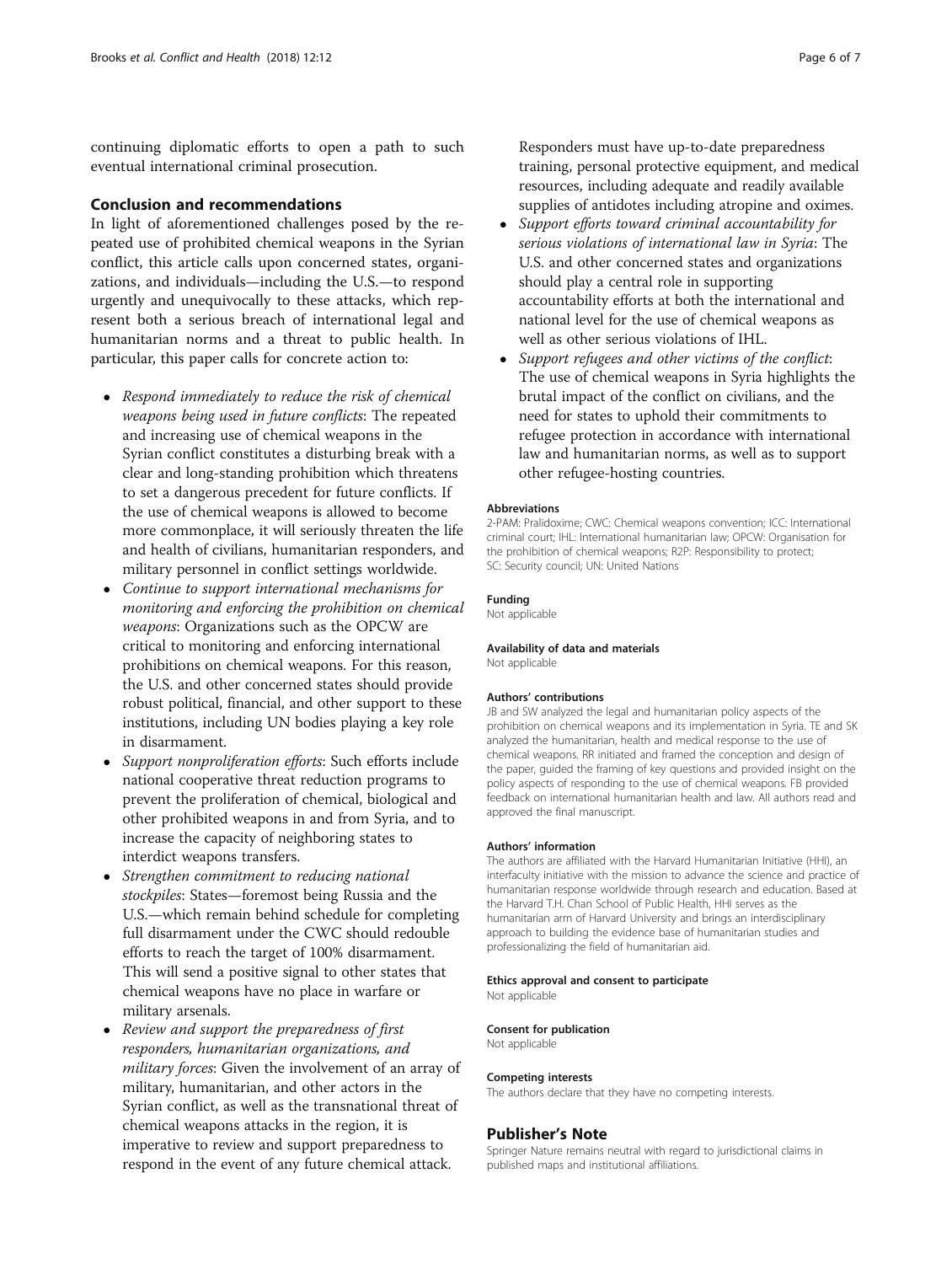continuing diplomatic efforts to open a path to such eventual international criminal prosecution.

## Conclusion and recommendations

In light of aforementioned challenges posed by the repeated use of prohibited chemical weapons in the Syrian conflict, this article calls upon concerned states, organizations, and individuals—including the U.S.—to respond urgently and unequivocally to these attacks, which represent both a serious breach of international legal and humanitarian norms and a threat to public health. In particular, this paper calls for concrete action to:

- *Respond immediately to reduce the risk of chemical weapons being used in future conflicts*: The repeated and increasing use of chemical weapons in the Syrian conflict constitutes a disturbing break with a clear and long-standing prohibition which threatens to set a dangerous precedent for future conflicts. If the use of chemical weapons is allowed to become more commonplace, it will seriously threaten the life and health of civilians, humanitarian responders, and military personnel in conflict settings worldwide.
- *Continue to support international mechanisms for monitoring and enforcing the prohibition on chemical weapons*: Organizations such as the OPCW are critical to monitoring and enforcing international prohibitions on chemical weapons. For this reason, the U.S. and other concerned states should provide robust political, financial, and other support to these institutions, including UN bodies playing a key role in disarmament.
- *Support nonproliferation efforts*: Such efforts include national cooperative threat reduction programs to prevent the proliferation of chemical, biological and other prohibited weapons in and from Syria, and to increase the capacity of neighboring states to interdict weapons transfers.
- *Strengthen commitment to reducing national stockpiles*: States—foremost being Russia and the U.S.—which remain behind schedule for completing full disarmament under the CWC should redouble efforts to reach the target of 100% disarmament. This will send a positive signal to other states that chemical weapons have no place in warfare or military arsenals.
- *Review and support the preparedness of first responders, humanitarian organizations, and military forces*: Given the involvement of an array of military, humanitarian, and other actors in the Syrian conflict, as well as the transnational threat of chemical weapons attacks in the region, it is imperative to review and support preparedness to respond in the event of any future chemical attack. Responders must have up-to-date preparedness training, personal protective equipment, and medical resources, including adequate and readily available supplies of antidotes including atropine and oximes.
- *Support efforts toward criminal accountability for serious violations of international law in Syria*: The U.S. and other concerned states and organizations should play a central role in supporting accountability efforts at both the international and national level for the use of chemical weapons as well as other serious violations of IHL.
- *Support refugees and other victims of the conflict*: The use of chemical weapons in Syria highlights the brutal impact of the conflict on civilians, and the need for states to uphold their commitments to refugee protection in accordance with international law and humanitarian norms, as well as to support other refugee-hosting countries.

#### Abbreviations

2-PAM: Pralidoxime; CWC: Chemical weapons convention; ICC: International criminal court; IHL: International humanitarian law; OPCW: Organisation for the prohibition of chemical weapons; R2P: Responsibility to protect; SC: Security council; UN: United Nations

#### Funding

Not applicable

#### Availability of data and materials

Not applicable

#### Authors' contributions

JB and SW analyzed the legal and humanitarian policy aspects of the prohibition on chemical weapons and its implementation in Syria. TE and SK analyzed the humanitarian, health and medical response to the use of chemical weapons. RR initiated and framed the conception and design of the paper, guided the framing of key questions and provided insight on the policy aspects of responding to the use of chemical weapons. FB provided feedback on international humanitarian health and law. All authors read and approved the final manuscript.

#### Authors' information

The authors are affiliated with the Harvard Humanitarian Initiative (HHI), an interfaculty initiative with the mission to advance the science and practice of humanitarian response worldwide through research and education. Based at the Harvard T.H. Chan School of Public Health, HHI serves as the humanitarian arm of Harvard University and brings an interdisciplinary approach to building the evidence base of humanitarian studies and professionalizing the field of humanitarian aid.

#### Ethics approval and consent to participate

Not applicable

#### Consent for publication

Not applicable

#### Competing interests

The authors declare that they have no competing interests.

## Publisher's Note

Springer Nature remains neutral with regard to jurisdictional claims in published maps and institutional affiliations.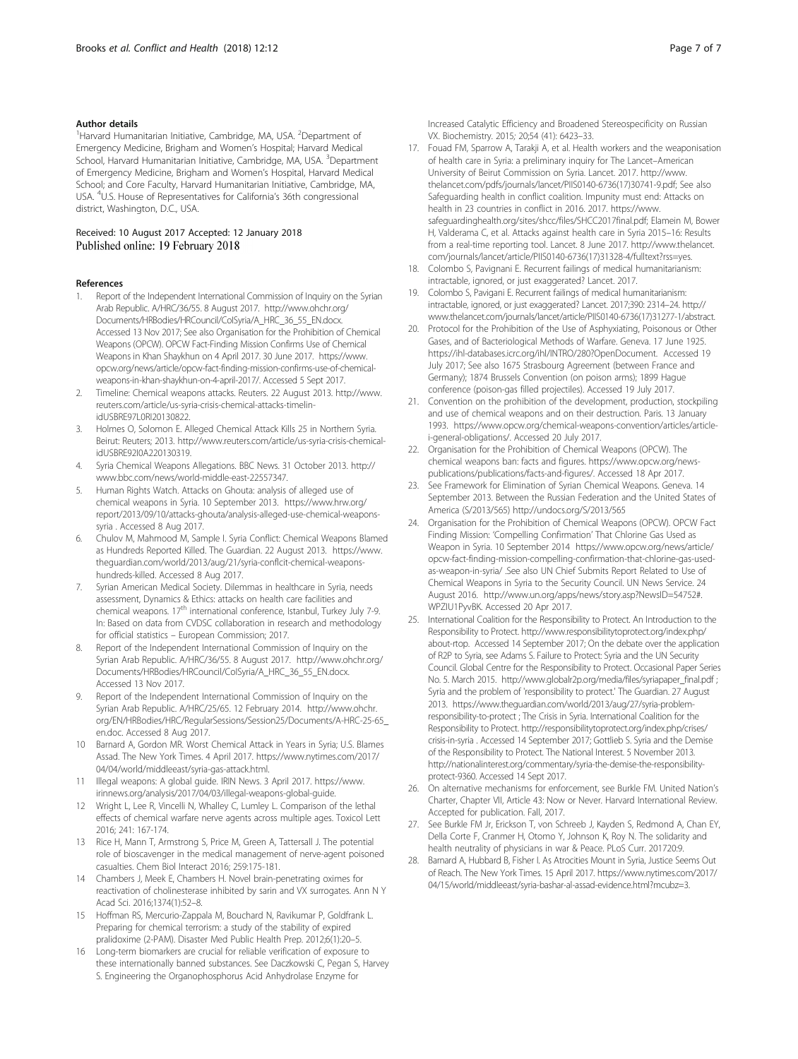#### Author details

[1]Harvard Humanitarian Initiative, Cambridge, MA, USA. [2]Department of Emergency Medicine, Brigham and Women's Hospital; Harvard Medical School, Harvard Humanitarian Initiative, Cambridge, MA, USA. [3]Department of Emergency Medicine, Brigham and Women's Hospital, Harvard Medical School; and Core Faculty, Harvard Humanitarian Initiative, Cambridge, MA, USA. [4]U.S. House of Representatives for California's 36th congressional district, Washington, D.C., USA.

Received: 10 August 2017 Accepted: 12 January 2018
Published online: 19 February 2018

#### References

1. Report of the Independent International Commission of Inquiry on the Syrian Arab Republic. A/HRC/36/55. 8 August 2017. http://www.ohchr.org/Documents/HRBodies/HRCouncil/CoISyria/A_HRC_36_55_EN.docx. Accessed 13 Nov 2017; See also Organisation for the Prohibition of Chemical Weapons (OPCW). OPCW Fact-Finding Mission Confirms Use of Chemical Weapons in Khan Shaykhun on 4 April 2017. 30 June 2017. https://www.opcw.org/news/article/opcw-fact-finding-mission-confirms-use-of-chemical-weapons-in-khan-shaykhun-on-4-april-2017/. Accessed 5 Sept 2017.
2. Timeline: Chemical weapons attacks. Reuters. 22 August 2013. http://www.reuters.com/article/us-syria-crisis-chemical-attacks-timelin-idUSBRE97L0RI20130822.
3. Holmes O, Solomon E. Alleged Chemical Attack Kills 25 in Northern Syria. Beirut: Reuters; 2013. http://www.reuters.com/article/us-syria-crisis-chemical-idUSBRE92I0A220130319.
4. Syria Chemical Weapons Allegations. BBC News. 31 October 2013. http://www.bbc.com/news/world-middle-east-22557347.
5. Human Rights Watch. Attacks on Ghouta: analysis of alleged use of chemical weapons in Syria. 10 September 2013. https://www.hrw.org/report/2013/09/10/attacks-ghouta/analysis-alleged-use-chemical-weapons-syria . Accessed 8 Aug 2017.
6. Chulov M, Mahmood M, Sample I. Syria Conflict: Chemical Weapons Blamed as Hundreds Reported Killed. The Guardian. 22 August 2013. https://www.theguardian.com/world/2013/aug/21/syria-conflcit-chemical-weapons-hundreds-killed. Accessed 8 Aug 2017.
7. Syrian American Medical Society. Dilemmas in healthcare in Syria, needs assessment, Dynamics & Ethics: attacks on health care facilities and chemical weapons. 17th international conference, Istanbul, Turkey July 7-9. In: Based on data from CVDSC collaboration in research and methodology for official statistics – European Commission; 2017.
8. Report of the Independent International Commission of Inquiry on the Syrian Arab Republic. A/HRC/36/55. 8 August 2017. http://www.ohchr.org/Documents/HRBodies/HRCouncil/CoISyria/A_HRC_36_55_EN.docx. Accessed 13 Nov 2017.
9. Report of the Independent International Commission of Inquiry on the Syrian Arab Republic. A/HRC/25/65. 12 February 2014. http://www.ohchr.org/EN/HRBodies/HRC/RegularSessions/Session25/Documents/A-HRC-25-65_en.doc. Accessed 8 Aug 2017.
10. Barnard A, Gordon MR. Worst Chemical Attack in Years in Syria; U.S. Blames Assad. The New York Times. 4 April 2017. https://www.nytimes.com/2017/04/04/world/middleeast/syria-gas-attack.html.
11. Illegal weapons: A global guide. IRIN News. 3 April 2017. https://www.irinnews.org/analysis/2017/04/03/illegal-weapons-global-guide.
12. Wright L, Lee R, Vincelli N, Whalley C, Lumley L. Comparison of the lethal effects of chemical warfare nerve agents across multiple ages. Toxicol Lett 2016; 241: 167-174.
13. Rice H, Mann T, Armstrong S, Price M, Green A, Tattersall J. The potential role of bioscavenger in the medical management of nerve-agent poisoned casualties. Chem Biol Interact 2016; 259:175-181.
14. Chambers J, Meek E, Chambers H. Novel brain-penetrating oximes for reactivation of cholinesterase inhibited by sarin and VX surrogates. Ann N Y Acad Sci. 2016;1374(1):52–8.
15. Hoffman RS, Mercurio-Zappala M, Bouchard N, Ravikumar P, Goldfrank L. Preparing for chemical terrorism: a study of the stability of expired pralidoxime (2-PAM). Disaster Med Public Health Prep. 2012;6(1):20–5.
16. Long-term biomarkers are crucial for reliable verification of exposure to these internationally banned substances. See Daczkowski C, Pegan S, Harvey S. Engineering the Organophosphorus Acid Anhydrolase Enzyme for Increased Catalytic Efficiency and Broadened Stereospecificity on Russian VX. Biochemistry. 2015; 20;54 (41): 6423–33.
17. Fouad FM, Sparrow A, Tarakji A, et al. Health workers and the weaponisation of health care in Syria: a preliminary inquiry for The Lancet–American University of Beirut Commission on Syria. Lancet. 2017. http://www.thelancet.com/pdfs/journals/lancet/PIIS0140-6736(17)30741-9.pdf; See also Safeguarding health in conflict coalition. Impunity must end: Attacks on health in 23 countries in conflict in 2016. 2017. https://www.safeguardinghealth.org/sites/shcc/files/SHCC2017final.pdf; Elamein M, Bower H, Valderama C, et al. Attacks against health care in Syria 2015–16: Results from a real-time reporting tool. Lancet. 8 June 2017. http://www.thelancet.com/journals/lancet/article/PIIS0140-6736(17)31328-4/fulltext?rss=yes.
18. Colombo S, Pavignani E. Recurrent failings of medical humanitarianism: intractable, ignored, or just exaggerated? Lancet. 2017.
19. Colombo S, Pavigani E. Recurrent failings of medical humanitarianism: intractable, ignored, or just exaggerated? Lancet. 2017;390: 2314–24. http://www.thelancet.com/journals/lancet/article/PIIS0140-6736(17)31277-1/abstract.
20. Protocol for the Prohibition of the Use of Asphyxiating, Poisonous or Other Gases, and of Bacteriological Methods of Warfare. Geneva. 17 June 1925. https://ihl-databases.icrc.org/ihl/INTRO/280?OpenDocument. Accessed 19 July 2017; See also 1675 Strasbourg Agreement (between France and Germany); 1874 Brussels Convention (on poison arms); 1899 Hague conference (poison-gas filled projectiles). Accessed 19 July 2017.
21. Convention on the prohibition of the development, production, stockpiling and use of chemical weapons and on their destruction. Paris. 13 January 1993. https://www.opcw.org/chemical-weapons-convention/articles/article-i-general-obligations/. Accessed 20 July 2017.
22. Organisation for the Prohibition of Chemical Weapons (OPCW). The chemical weapons ban: facts and figures. https://www.opcw.org/news-publications/publications/facts-and-figures/. Accessed 18 Apr 2017.
23. See Framework for Elimination of Syrian Chemical Weapons. Geneva. 14 September 2013. Between the Russian Federation and the United States of America (S/2013/565) http://undocs.org/S/2013/565
24. Organisation for the Prohibition of Chemical Weapons (OPCW). OPCW Fact Finding Mission: 'Compelling Confirmation' That Chlorine Gas Used as Weapon in Syria. 10 September 2014 https://www.opcw.org/news/article/opcw-fact-finding-mission-compelling-confirmation-that-chlorine-gas-used-as-weapon-in-syria/ .See also UN Chief Submits Report Related to Use of Chemical Weapons in Syria to the Security Council. UN News Service. 24 August 2016. http://www.un.org/apps/news/story.asp?NewsID=54752#.WPZIU1PyvBK. Accessed 20 Apr 2017.
25. International Coalition for the Responsibility to Protect. An Introduction to the Responsibility to Protect. http://www.responsibilitytoprotect.org/index.php/about-rtop. Accessed 14 September 2017; On the debate over the application of R2P to Syria, see Adams S. Failure to Protect: Syria and the UN Security Council. Global Centre for the Responsibility to Protect. Occasional Paper Series No. 5. March 2015. http://www.globalr2p.org/media/files/syriapaper_final.pdf ; Syria and the problem of 'responsibility to protect.' The Guardian. 27 August 2013. https://www.theguardian.com/world/2013/aug/27/syria-problem-responsibility-to-protect ; The Crisis in Syria. International Coalition for the Responsibility to Protect. http://responsibilitytoprotect.org/index.php/crises/crisis-in-syria . Accessed 14 September 2017; Gottlieb S. Syria and the Demise of the Responsibility to Protect. The National Interest. 5 November 2013. http://nationalinterest.org/commentary/syria-the-demise-the-responsibility-protect-9360. Accessed 14 Sept 2017.
26. On alternative mechanisms for enforcement, see Burkle FM. United Nation's Charter, Chapter VII, Article 43: Now or Never. Harvard International Review. Accepted for publication. Fall, 2017.
27. See Burkle FM Jr, Erickson T, von Schreeb J, Kayden S, Redmond A, Chan EY, Della Corte F, Cranmer H, Otomo Y, Johnson K, Roy N. The solidarity and health neutrality of physicians in war & Peace. PLoS Curr. 201720:9.
28. Barnard A, Hubbard B, Fisher I. As Atrocities Mount in Syria, Justice Seems Out of Reach. The New York Times. 15 April 2017. https://www.nytimes.com/2017/04/15/world/middleeast/syria-bashar-al-assad-evidence.html?mcubz=3.